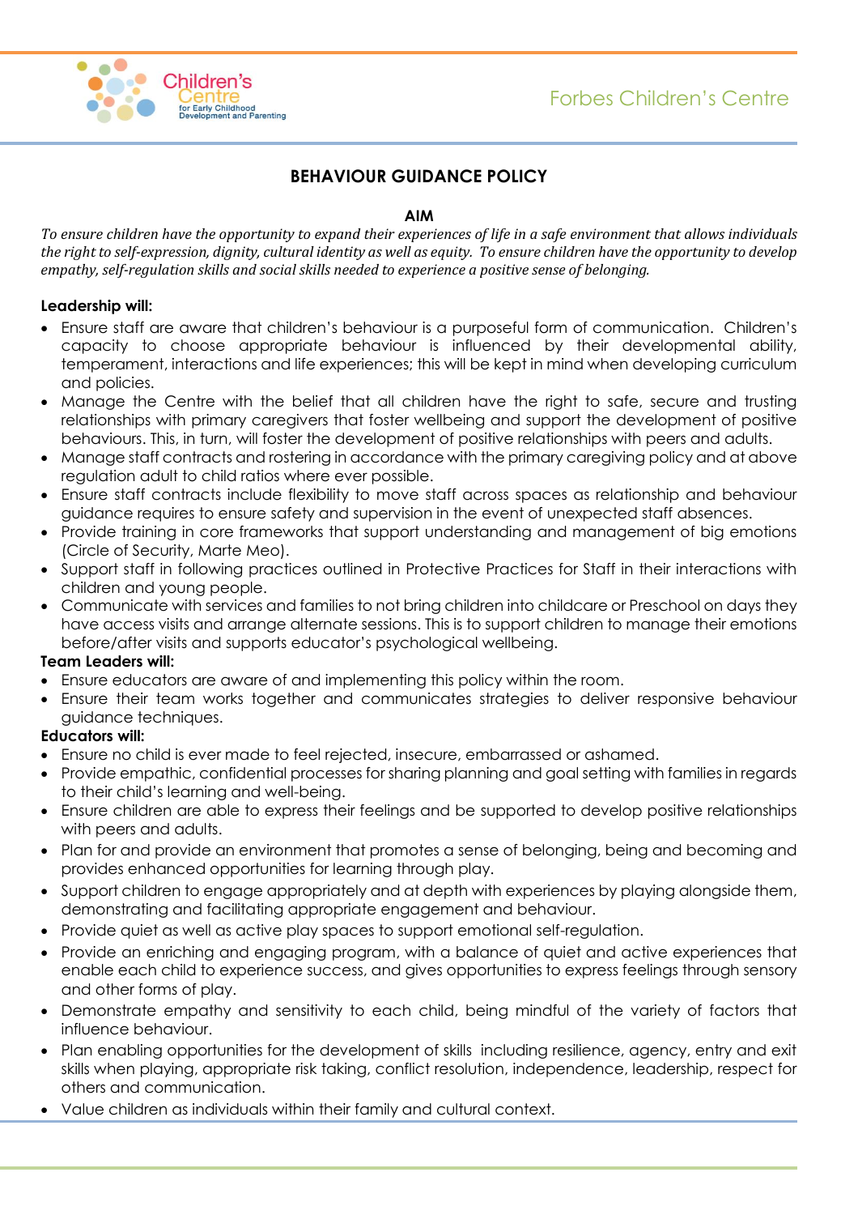# BEHAVIOUR GUIDANCE POLICY

## AIM

*To ensure children have the opportunity to expand their experiences of life in a safe environment that allows individuals the right to self-expression, dignity, cultural identity as well as equity. To ensure children have the opportunity to develop empathy, self-regulation skills and social skills needed to experience a positive sense of belonging.*

**Leadership will:**

- Ensure staff are aware that children's behaviour is a purposeful form of communication. Children's capacity to choose appropriate behaviour is influenced by their developmental ability, temperament, interactions and life experiences; this will be kept in mind when developing curriculum and policies.
- Manage the Centre with the belief that all children have the right to safe, secure and trusting relationships with primary caregivers that foster wellbeing and support the development of positive behaviours. This, in turn, will foster the development of positive relationships with peers and adults.
- Manage staff contracts and rostering in accordance with the primary caregiving policy and at above regulation adult to child ratios where ever possible.
- Ensure staff contracts include flexibility to move staff across spaces as relationship and behaviour guidance requires to ensure safety and supervision in the event of unexpected staff absences.
- Provide training in core frameworks that support understanding and management of big emotions (Circle of Security, Marte Meo).
- Support staff in following practices outlined in Protective Practices for Staff in their interactions with children and young people.
- Communicate with services and families to not bring children into childcare or Preschool on days they have access visits and arrange alternate sessions. This is to support children to manage their emotions before/after visits and supports educator's psychological wellbeing.

**Team Leaders will:**

- Ensure educators are aware of and implementing this policy within the room.
- Ensure their team works together and communicates strategies to deliver responsive behaviour guidance techniques.

**Educators will:**

- Ensure no child is ever made to feel rejected, insecure, embarrassed or ashamed.
- Provide empathic, confidential processes for sharing planning and goal setting with families in regards to their child's learning and well-being.
- Ensure children are able to express their feelings and be supported to develop positive relationships with peers and adults.
- Plan for and provide an environment that promotes a sense of belonging, being and becoming and provides enhanced opportunities for learning through play.
- Support children to engage appropriately and at depth with experiences by playing alongside them, demonstrating and facilitating appropriate engagement and behaviour.
- Provide quiet as well as active play spaces to support emotional self-regulation.
- Provide an enriching and engaging program, with a balance of quiet and active experiences that enable each child to experience success, and gives opportunities to express feelings through sensory and other forms of play.
- Demonstrate empathy and sensitivity to each child, being mindful of the variety of factors that influence behaviour.
- Plan enabling opportunities for the development of skills including resilience, agency, entry and exit skills when playing, appropriate risk taking, conflict resolution, independence, leadership, respect for others and communication.
- Value children as individuals within their family and cultural context.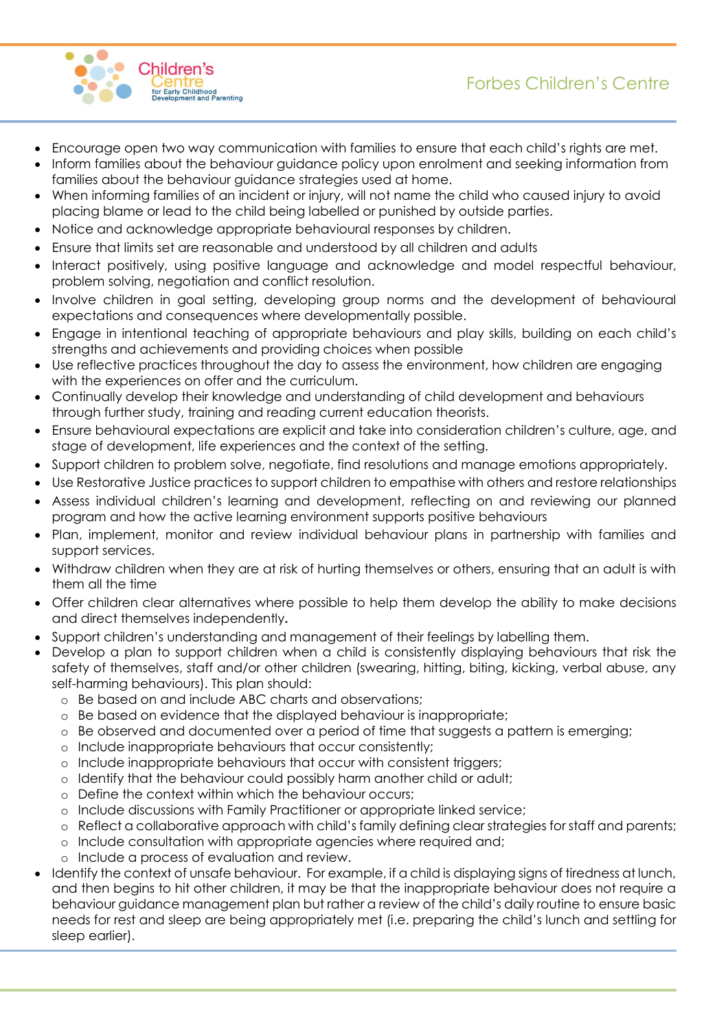- Encourage open two way communication with families to ensure that each child's rights are met.
- Inform families about the behaviour guidance policy upon enrolment and seeking information from families about the behaviour guidance strategies used at home.
- When informing families of an incident or injury, will not name the child who caused injury to avoid placing blame or lead to the child being labelled or punished by outside parties.
- Notice and acknowledge appropriate behavioural responses by children.
- Ensure that limits set are reasonable and understood by all children and adults
- Interact positively, using positive language and acknowledge and model respectful behaviour, problem solving, negotiation and conflict resolution.
- Involve children in goal setting, developing group norms and the development of behavioural expectations and consequences where developmentally possible.
- Engage in intentional teaching of appropriate behaviours and play skills, building on each child's strengths and achievements and providing choices when possible
- Use reflective practices throughout the day to assess the environment, how children are engaging with the experiences on offer and the curriculum.
- Continually develop their knowledge and understanding of child development and behaviours through further study, training and reading current education theorists.
- Ensure behavioural expectations are explicit and take into consideration children's culture, age, and stage of development, life experiences and the context of the setting.
- Support children to problem solve, negotiate, find resolutions and manage emotions appropriately.
- Use Restorative Justice practices to support children to empathise with others and restore relationships
- Assess individual children's learning and development, reflecting on and reviewing our planned program and how the active learning environment supports positive behaviours
- Plan, implement, monitor and review individual behaviour plans in partnership with families and support services.
- Withdraw children when they are at risk of hurting themselves or others, ensuring that an adult is with them all the time
- Offer children clear alternatives where possible to help them develop the ability to make decisions and direct themselves independently**.**
- Support children's understanding and management of their feelings by labelling them.
- Develop a plan to support children when a child is consistently displaying behaviours that risk the safety of themselves, staff and/or other children (swearing, hitting, biting, kicking, verbal abuse, any self-harming behaviours). This plan should:
  - Be based on and include ABC charts and observations;
  - Be based on evidence that the displayed behaviour is inappropriate;
  - Be observed and documented over a period of time that suggests a pattern is emerging;
  - Include inappropriate behaviours that occur consistently;
  - Include inappropriate behaviours that occur with consistent triggers;
  - Identify that the behaviour could possibly harm another child or adult;
  - Define the context within which the behaviour occurs;
  - Include discussions with Family Practitioner or appropriate linked service;
  - Reflect a collaborative approach with child's family defining clear strategies for staff and parents;
  - Include consultation with appropriate agencies where required and;
  - Include a process of evaluation and review.
- Identify the context of unsafe behaviour. For example, if a child is displaying signs of tiredness at lunch, and then begins to hit other children, it may be that the inappropriate behaviour does not require a behaviour guidance management plan but rather a review of the child's daily routine to ensure basic needs for rest and sleep are being appropriately met (i.e. preparing the child's lunch and settling for sleep earlier).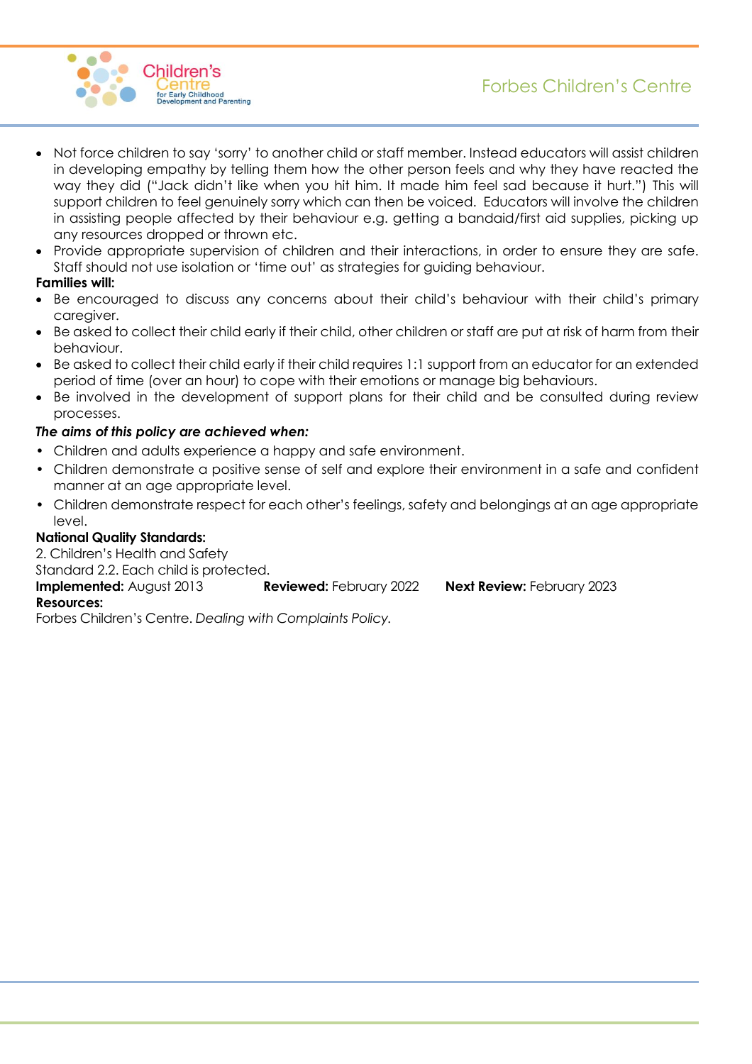- Not force children to say 'sorry' to another child or staff member. Instead educators will assist children in developing empathy by telling them how the other person feels and why they have reacted the way they did ("Jack didn't like when you hit him. It made him feel sad because it hurt.") This will support children to feel genuinely sorry which can then be voiced. Educators will involve the children in assisting people affected by their behaviour e.g. getting a bandaid/first aid supplies, picking up any resources dropped or thrown etc.
- Provide appropriate supervision of children and their interactions, in order to ensure they are safe. Staff should not use isolation or 'time out' as strategies for guiding behaviour.

**Families will:**

- Be encouraged to discuss any concerns about their child's behaviour with their child's primary caregiver.
- Be asked to collect their child early if their child, other children or staff are put at risk of harm from their behaviour.
- Be asked to collect their child early if their child requires 1:1 support from an educator for an extended period of time (over an hour) to cope with their emotions or manage big behaviours.
- Be involved in the development of support plans for their child and be consulted during review processes.

***The aims of this policy are achieved when:***

- Children and adults experience a happy and safe environment.
- Children demonstrate a positive sense of self and explore their environment in a safe and confident manner at an age appropriate level.
- Children demonstrate respect for each other's feelings, safety and belongings at an age appropriate level.

**National Quality Standards:**

2. Children's Health and Safety

Standard 2.2. Each child is protected.

**Implemented:** August 2013 **Reviewed:** February 2022 **Next Review:** February 2023

**Resources:**

Forbes Children's Centre. *Dealing with Complaints Policy.*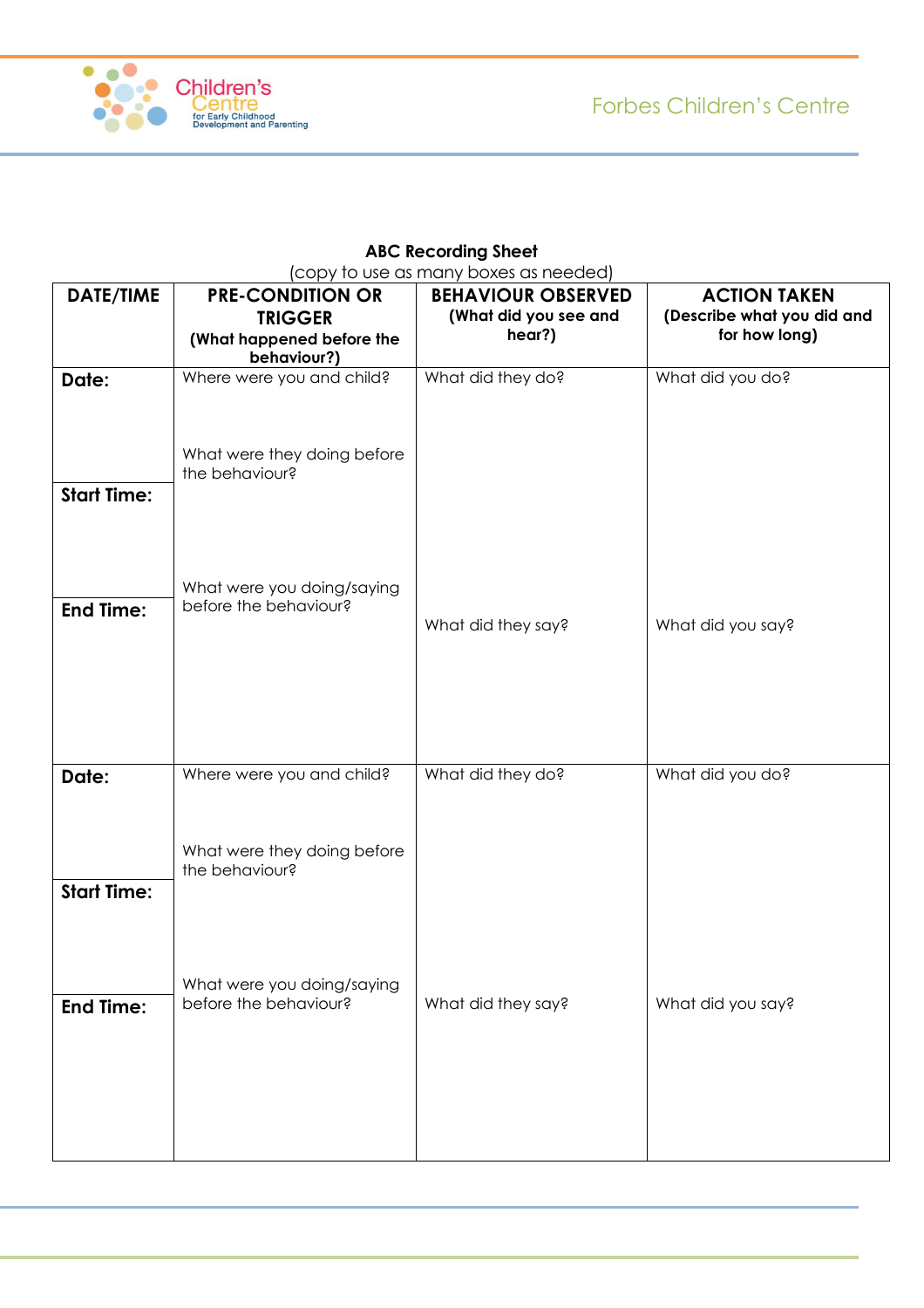Forbes Children's Centre

**ABC Recording Sheet**

(copy to use as many boxes as needed)

| DATE/TIME | PRE-CONDITION OR TRIGGER (What happened before the behaviour?) | BEHAVIOUR OBSERVED (What did you see and hear?) | ACTION TAKEN (Describe what you did and for how long) |
|---|---|---|---|
| **Date:**<br><br>**Start Time:**<br><br>**End Time:** | Where were you and child?<br><br>What were they doing before the behaviour?<br><br>What were you doing/saying before the behaviour? | What did they do?<br><br>What did they say? | What did you do?<br><br>What did you say? |
| **Date:**<br><br>**Start Time:**<br><br>**End Time:** | Where were you and child?<br><br>What were they doing before the behaviour?<br><br>What were you doing/saying before the behaviour? | What did they do?<br><br>What did they say? | What did you do?<br><br>What did you say? |